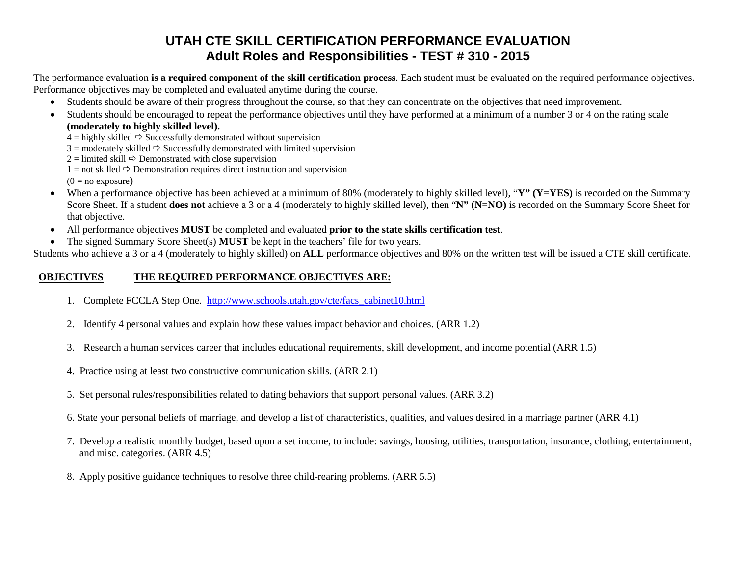# UTAH CTE SKILL CERTIFICATION PERFORMANCE EVALUATION
## Adult Roles and Responsibilities - TEST # 310 - 2015

The performance evaluation **is a required component of the skill certification process**. Each student must be evaluated on the required performance objectives. Performance objectives may be completed and evaluated anytime during the course.

- Students should be aware of their progress throughout the course, so that they can concentrate on the objectives that need improvement.
- Students should be encouraged to repeat the performance objectives until they have performed at a minimum of a number 3 or 4 on the rating scale **(moderately to highly skilled level).**
  - 4 = highly skilled ⇨ Successfully demonstrated without supervision
  - 3 = moderately skilled ⇨ Successfully demonstrated with limited supervision
  - 2 = limited skill ⇨ Demonstrated with close supervision
  - 1 = not skilled ⇨ Demonstration requires direct instruction and supervision
  - (0 = no exposure)
- When a performance objective has been achieved at a minimum of 80% (moderately to highly skilled level), "**Y" (Y=YES)** is recorded on the Summary Score Sheet. If a student **does not** achieve a 3 or a 4 (moderately to highly skilled level), then "**N" (N=NO)** is recorded on the Summary Score Sheet for that objective.
- All performance objectives **MUST** be completed and evaluated **prior to the state skills certification test**.
- The signed Summary Score Sheet(s) **MUST** be kept in the teachers' file for two years.

Students who achieve a 3 or a 4 (moderately to highly skilled) on **ALL** performance objectives and 80% on the written test will be issued a CTE skill certificate.

**OBJECTIVES** **THE REQUIRED PERFORMANCE OBJECTIVES ARE:**

1. Complete FCCLA Step One. http://www.schools.utah.gov/cte/facs_cabinet10.html
2. Identify 4 personal values and explain how these values impact behavior and choices. (ARR 1.2)
3. Research a human services career that includes educational requirements, skill development, and income potential (ARR 1.5)
4. Practice using at least two constructive communication skills. (ARR 2.1)
5. Set personal rules/responsibilities related to dating behaviors that support personal values. (ARR 3.2)
6. State your personal beliefs of marriage, and develop a list of characteristics, qualities, and values desired in a marriage partner (ARR 4.1)
7. Develop a realistic monthly budget, based upon a set income, to include: savings, housing, utilities, transportation, insurance, clothing, entertainment, and misc. categories. (ARR 4.5)
8. Apply positive guidance techniques to resolve three child-rearing problems. (ARR 5.5)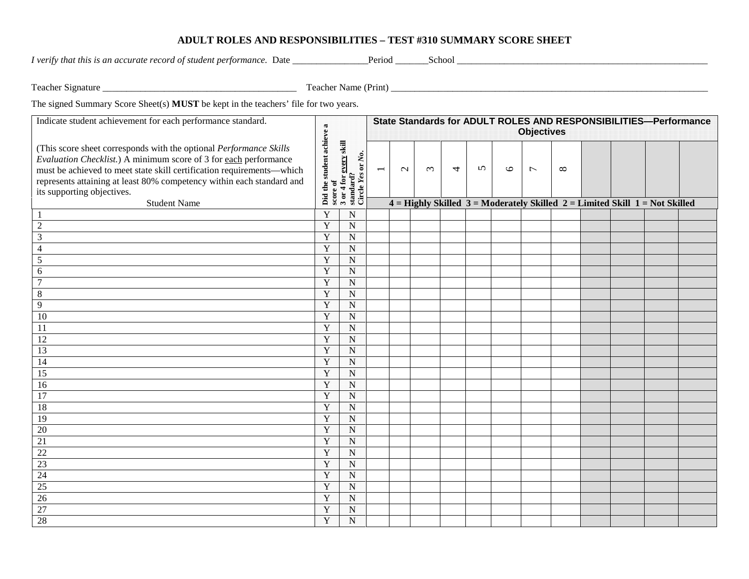## ADULT ROLES AND RESPONSIBILITIES – TEST #310 SUMMARY SCORE SHEET

*I verify that this is an accurate record of student performance.* Date ________________Period _______School ________________________________________________________

Teacher Signature __________________________________________ Teacher Name (Print) __________________________________________________________________________

The signed Summary Score Sheet(s) **MUST** be kept in the teachers' file for two years.

| Indicate student achievement for each performance standard.<br><br>(This score sheet corresponds with the optional *Performance Skills Evaluation Checklist.*) A minimum score of 3 for each performance must be achieved to meet state skill certification requirements—which represents attaining at least 80% competency within each standard and its supporting objectives. | **Did the student achieve a score of 3 or 4 for every skill standard? Circle *Yes* or *No.*** | | **State Standards for ADULT ROLES AND RESPONSIBILITIES—Performance Objectives** | | | | | | | | | | | |
|---|---|---|---|---|---|---|---|---|---|---|---|---|---|---|
| | | | 1 | 2 | 3 | 4 | 5 | 6 | 7 | 8 | | | | |
| Student Name | | | **4 = Highly Skilled 3 = Moderately Skilled 2 = Limited Skill 1 = Not Skilled** | | | | | | | | | | | |
| 1 | Y | N | | | | | | | | | | | | |
| 2 | Y | N | | | | | | | | | | | | |
| 3 | Y | N | | | | | | | | | | | | |
| 4 | Y | N | | | | | | | | | | | | |
| 5 | Y | N | | | | | | | | | | | | |
| 6 | Y | N | | | | | | | | | | | | |
| 7 | Y | N | | | | | | | | | | | | |
| 8 | Y | N | | | | | | | | | | | | |
| 9 | Y | N | | | | | | | | | | | | |
| 10 | Y | N | | | | | | | | | | | | |
| 11 | Y | N | | | | | | | | | | | | |
| 12 | Y | N | | | | | | | | | | | | |
| 13 | Y | N | | | | | | | | | | | | |
| 14 | Y | N | | | | | | | | | | | | |
| 15 | Y | N | | | | | | | | | | | | |
| 16 | Y | N | | | | | | | | | | | | |
| 17 | Y | N | | | | | | | | | | | | |
| 18 | Y | N | | | | | | | | | | | | |
| 19 | Y | N | | | | | | | | | | | | |
| 20 | Y | N | | | | | | | | | | | | |
| 21 | Y | N | | | | | | | | | | | | |
| 22 | Y | N | | | | | | | | | | | | |
| 23 | Y | N | | | | | | | | | | | | |
| 24 | Y | N | | | | | | | | | | | | |
| 25 | Y | N | | | | | | | | | | | | |
| 26 | Y | N | | | | | | | | | | | | |
| 27 | Y | N | | | | | | | | | | | | |
| 28 | Y | N | | | | | | | | | | | | |